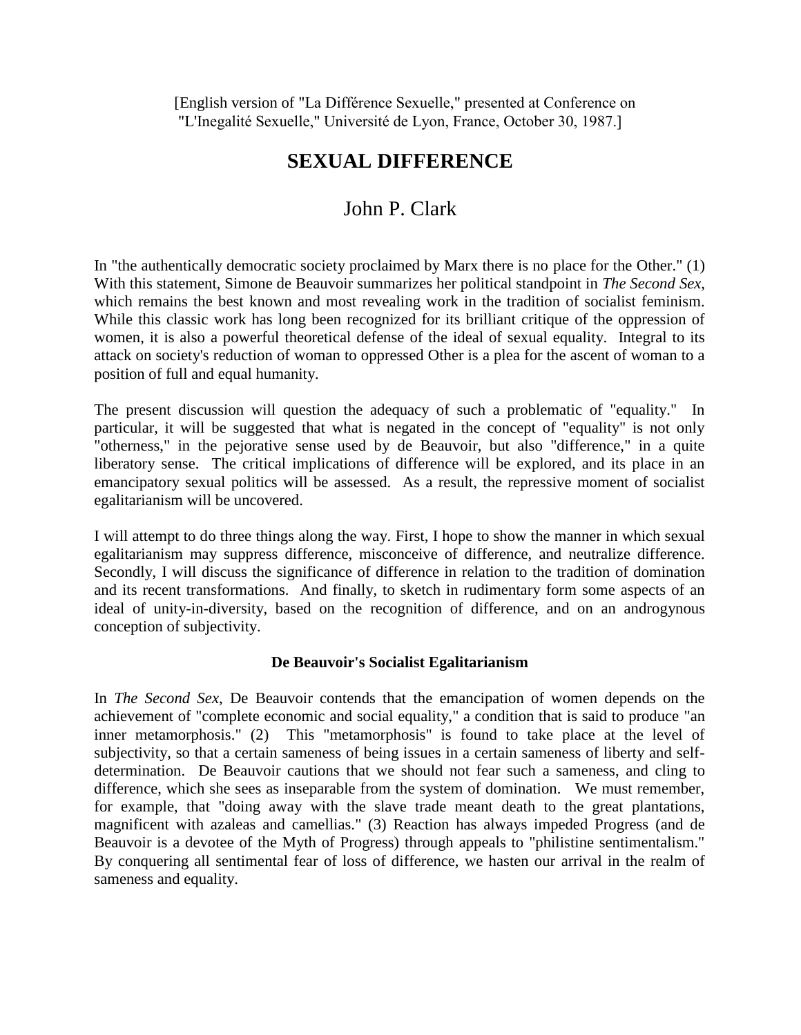[English version of "La Différence Sexuelle," presented at Conference on "L'Inegalité Sexuelle," Université de Lyon, France, October 30, 1987.]

# SEXUAL DIFFERENCE

## John P. Clark

In "the authentically democratic society proclaimed by Marx there is no place for the Other." (1) With this statement, Simone de Beauvoir summarizes her political standpoint in *The Second Sex*, which remains the best known and most revealing work in the tradition of socialist feminism. While this classic work has long been recognized for its brilliant critique of the oppression of women, it is also a powerful theoretical defense of the ideal of sexual equality. Integral to its attack on society's reduction of woman to oppressed Other is a plea for the ascent of woman to a position of full and equal humanity.

The present discussion will question the adequacy of such a problematic of "equality." In particular, it will be suggested that what is negated in the concept of "equality" is not only "otherness," in the pejorative sense used by de Beauvoir, but also "difference," in a quite liberatory sense. The critical implications of difference will be explored, and its place in an emancipatory sexual politics will be assessed. As a result, the repressive moment of socialist egalitarianism will be uncovered.

I will attempt to do three things along the way. First, I hope to show the manner in which sexual egalitarianism may suppress difference, misconceive of difference, and neutralize difference. Secondly, I will discuss the significance of difference in relation to the tradition of domination and its recent transformations. And finally, to sketch in rudimentary form some aspects of an ideal of unity-in-diversity, based on the recognition of difference, and on an androgynous conception of subjectivity.

### De Beauvoir's Socialist Egalitarianism

In *The Second Sex*, De Beauvoir contends that the emancipation of women depends on the achievement of "complete economic and social equality," a condition that is said to produce "an inner metamorphosis." (2) This "metamorphosis" is found to take place at the level of subjectivity, so that a certain sameness of being issues in a certain sameness of liberty and self-determination. De Beauvoir cautions that we should not fear such a sameness, and cling to difference, which she sees as inseparable from the system of domination. We must remember, for example, that "doing away with the slave trade meant death to the great plantations, magnificent with azaleas and camellias." (3) Reaction has always impeded Progress (and de Beauvoir is a devotee of the Myth of Progress) through appeals to "philistine sentimentalism." By conquering all sentimental fear of loss of difference, we hasten our arrival in the realm of sameness and equality.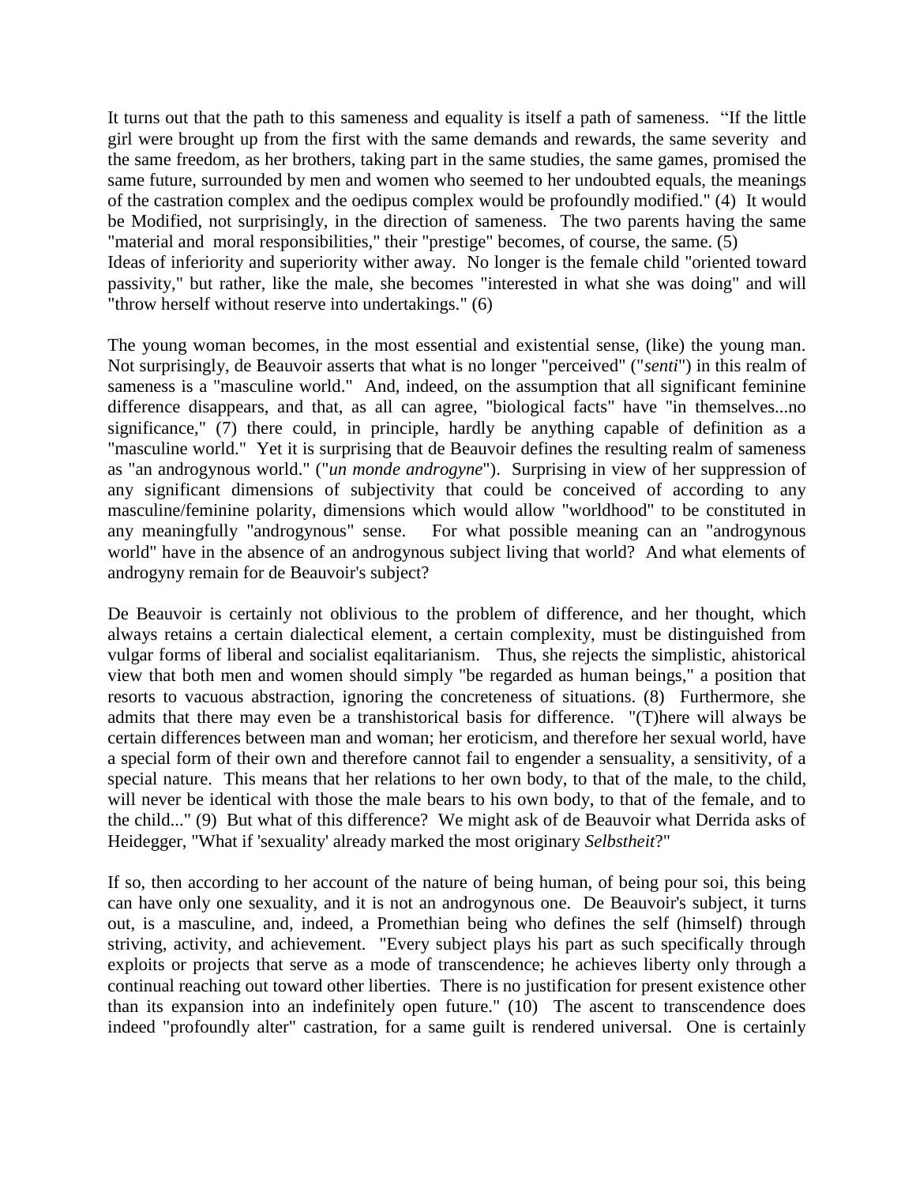It turns out that the path to this sameness and equality is itself a path of sameness. "If the little girl were brought up from the first with the same demands and rewards, the same severity and the same freedom, as her brothers, taking part in the same studies, the same games, promised the same future, surrounded by men and women who seemed to her undoubted equals, the meanings of the castration complex and the oedipus complex would be profoundly modified." (4) It would be Modified, not surprisingly, in the direction of sameness. The two parents having the same "material and moral responsibilities," their "prestige" becomes, of course, the same. (5) Ideas of inferiority and superiority wither away. No longer is the female child "oriented toward passivity," but rather, like the male, she becomes "interested in what she was doing" and will "throw herself without reserve into undertakings." (6)

The young woman becomes, in the most essential and existential sense, (like) the young man. Not surprisingly, de Beauvoir asserts that what is no longer "perceived" ("*senti*") in this realm of sameness is a "masculine world." And, indeed, on the assumption that all significant feminine difference disappears, and that, as all can agree, "biological facts" have "in themselves...no significance," (7) there could, in principle, hardly be anything capable of definition as a "masculine world." Yet it is surprising that de Beauvoir defines the resulting realm of sameness as "an androgynous world." ("*un monde androgyne*"). Surprising in view of her suppression of any significant dimensions of subjectivity that could be conceived of according to any masculine/feminine polarity, dimensions which would allow "worldhood" to be constituted in any meaningfully "androgynous" sense. For what possible meaning can an "androgynous world" have in the absence of an androgynous subject living that world? And what elements of androgyny remain for de Beauvoir's subject?

De Beauvoir is certainly not oblivious to the problem of difference, and her thought, which always retains a certain dialectical element, a certain complexity, must be distinguished from vulgar forms of liberal and socialist eqalitarianism. Thus, she rejects the simplistic, ahistorical view that both men and women should simply "be regarded as human beings," a position that resorts to vacuous abstraction, ignoring the concreteness of situations. (8) Furthermore, she admits that there may even be a transhistorical basis for difference. "(T)here will always be certain differences between man and woman; her eroticism, and therefore her sexual world, have a special form of their own and therefore cannot fail to engender a sensuality, a sensitivity, of a special nature. This means that her relations to her own body, to that of the male, to the child, will never be identical with those the male bears to his own body, to that of the female, and to the child..." (9) But what of this difference? We might ask of de Beauvoir what Derrida asks of Heidegger, "What if 'sexuality' already marked the most originary *Selbstheit*?"

If so, then according to her account of the nature of being human, of being pour soi, this being can have only one sexuality, and it is not an androgynous one. De Beauvoir's subject, it turns out, is a masculine, and, indeed, a Promethian being who defines the self (himself) through striving, activity, and achievement. "Every subject plays his part as such specifically through exploits or projects that serve as a mode of transcendence; he achieves liberty only through a continual reaching out toward other liberties. There is no justification for present existence other than its expansion into an indefinitely open future." (10) The ascent to transcendence does indeed "profoundly alter" castration, for a same guilt is rendered universal. One is certainly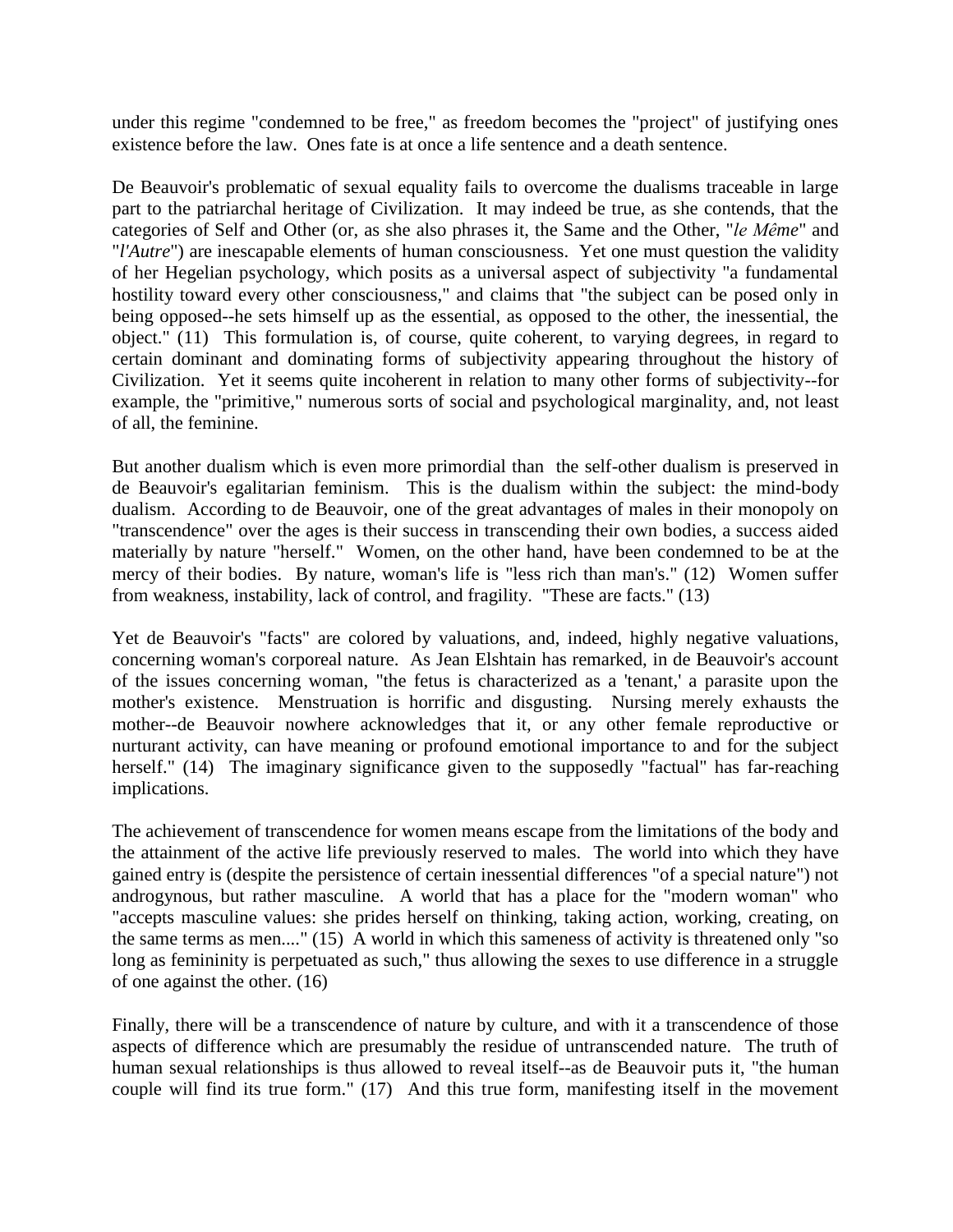under this regime "condemned to be free," as freedom becomes the "project" of justifying ones existence before the law. Ones fate is at once a life sentence and a death sentence.

De Beauvoir's problematic of sexual equality fails to overcome the dualisms traceable in large part to the patriarchal heritage of Civilization. It may indeed be true, as she contends, that the categories of Self and Other (or, as she also phrases it, the Same and the Other, "*le Même*" and "*l'Autre*") are inescapable elements of human consciousness. Yet one must question the validity of her Hegelian psychology, which posits as a universal aspect of subjectivity "a fundamental hostility toward every other consciousness," and claims that "the subject can be posed only in being opposed--he sets himself up as the essential, as opposed to the other, the inessential, the object." (11) This formulation is, of course, quite coherent, to varying degrees, in regard to certain dominant and dominating forms of subjectivity appearing throughout the history of Civilization. Yet it seems quite incoherent in relation to many other forms of subjectivity--for example, the "primitive," numerous sorts of social and psychological marginality, and, not least of all, the feminine.

But another dualism which is even more primordial than the self-other dualism is preserved in de Beauvoir's egalitarian feminism. This is the dualism within the subject: the mind-body dualism. According to de Beauvoir, one of the great advantages of males in their monopoly on "transcendence" over the ages is their success in transcending their own bodies, a success aided materially by nature "herself." Women, on the other hand, have been condemned to be at the mercy of their bodies. By nature, woman's life is "less rich than man's." (12) Women suffer from weakness, instability, lack of control, and fragility. "These are facts." (13)

Yet de Beauvoir's "facts" are colored by valuations, and, indeed, highly negative valuations, concerning woman's corporeal nature. As Jean Elshtain has remarked, in de Beauvoir's account of the issues concerning woman, "the fetus is characterized as a 'tenant,' a parasite upon the mother's existence. Menstruation is horrific and disgusting. Nursing merely exhausts the mother--de Beauvoir nowhere acknowledges that it, or any other female reproductive or nurturant activity, can have meaning or profound emotional importance to and for the subject herself." (14) The imaginary significance given to the supposedly "factual" has far-reaching implications.

The achievement of transcendence for women means escape from the limitations of the body and the attainment of the active life previously reserved to males. The world into which they have gained entry is (despite the persistence of certain inessential differences "of a special nature") not androgynous, but rather masculine. A world that has a place for the "modern woman" who "accepts masculine values: she prides herself on thinking, taking action, working, creating, on the same terms as men...." (15) A world in which this sameness of activity is threatened only "so long as femininity is perpetuated as such," thus allowing the sexes to use difference in a struggle of one against the other. (16)

Finally, there will be a transcendence of nature by culture, and with it a transcendence of those aspects of difference which are presumably the residue of untranscended nature. The truth of human sexual relationships is thus allowed to reveal itself--as de Beauvoir puts it, "the human couple will find its true form." (17) And this true form, manifesting itself in the movement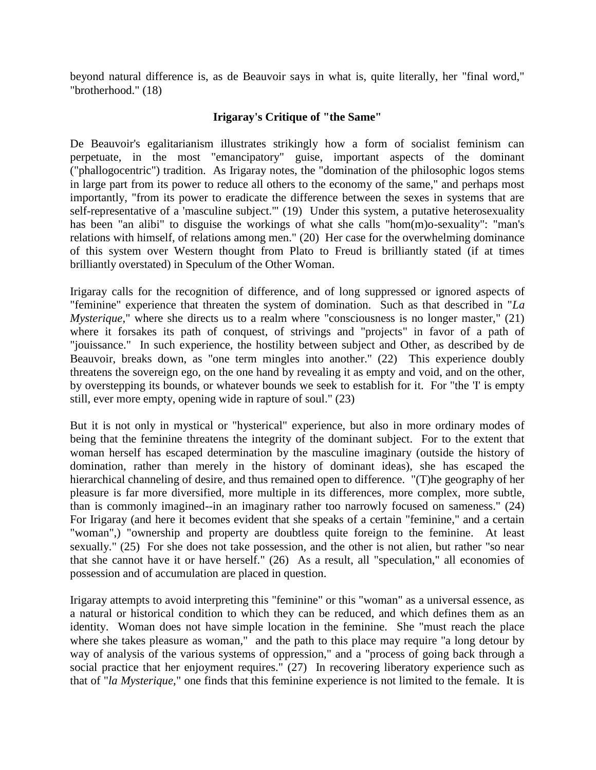beyond natural difference is, as de Beauvoir says in what is, quite literally, her "final word," "brotherhood." (18)

### Irigaray's Critique of "the Same"

De Beauvoir's egalitarianism illustrates strikingly how a form of socialist feminism can perpetuate, in the most "emancipatory" guise, important aspects of the dominant ("phallogocentric") tradition. As Irigaray notes, the "domination of the philosophic logos stems in large part from its power to reduce all others to the economy of the same," and perhaps most importantly, "from its power to eradicate the difference between the sexes in systems that are self-representative of a 'masculine subject.'" (19) Under this system, a putative heterosexuality has been "an alibi" to disguise the workings of what she calls "hom(m)o-sexuality": "man's relations with himself, of relations among men." (20) Her case for the overwhelming dominance of this system over Western thought from Plato to Freud is brilliantly stated (if at times brilliantly overstated) in Speculum of the Other Woman.

Irigaray calls for the recognition of difference, and of long suppressed or ignored aspects of "feminine" experience that threaten the system of domination. Such as that described in "*La Mysterique*," where she directs us to a realm where "consciousness is no longer master," (21) where it forsakes its path of conquest, of strivings and "projects" in favor of a path of "jouissance." In such experience, the hostility between subject and Other, as described by de Beauvoir, breaks down, as "one term mingles into another." (22) This experience doubly threatens the sovereign ego, on the one hand by revealing it as empty and void, and on the other, by overstepping its bounds, or whatever bounds we seek to establish for it. For "the 'I' is empty still, ever more empty, opening wide in rapture of soul." (23)

But it is not only in mystical or "hysterical" experience, but also in more ordinary modes of being that the feminine threatens the integrity of the dominant subject. For to the extent that woman herself has escaped determination by the masculine imaginary (outside the history of domination, rather than merely in the history of dominant ideas), she has escaped the hierarchical channeling of desire, and thus remained open to difference. "(T)he geography of her pleasure is far more diversified, more multiple in its differences, more complex, more subtle, than is commonly imagined--in an imaginary rather too narrowly focused on sameness." (24) For Irigaray (and here it becomes evident that she speaks of a certain "feminine," and a certain "woman",) "ownership and property are doubtless quite foreign to the feminine. At least sexually." (25) For she does not take possession, and the other is not alien, but rather "so near that she cannot have it or have herself." (26) As a result, all "speculation," all economies of possession and of accumulation are placed in question.

Irigaray attempts to avoid interpreting this "feminine" or this "woman" as a universal essence, as a natural or historical condition to which they can be reduced, and which defines them as an identity. Woman does not have simple location in the feminine. She "must reach the place where she takes pleasure as woman," and the path to this place may require "a long detour by way of analysis of the various systems of oppression," and a "process of going back through a social practice that her enjoyment requires." (27) In recovering liberatory experience such as that of "*la Mysterique*," one finds that this feminine experience is not limited to the female. It is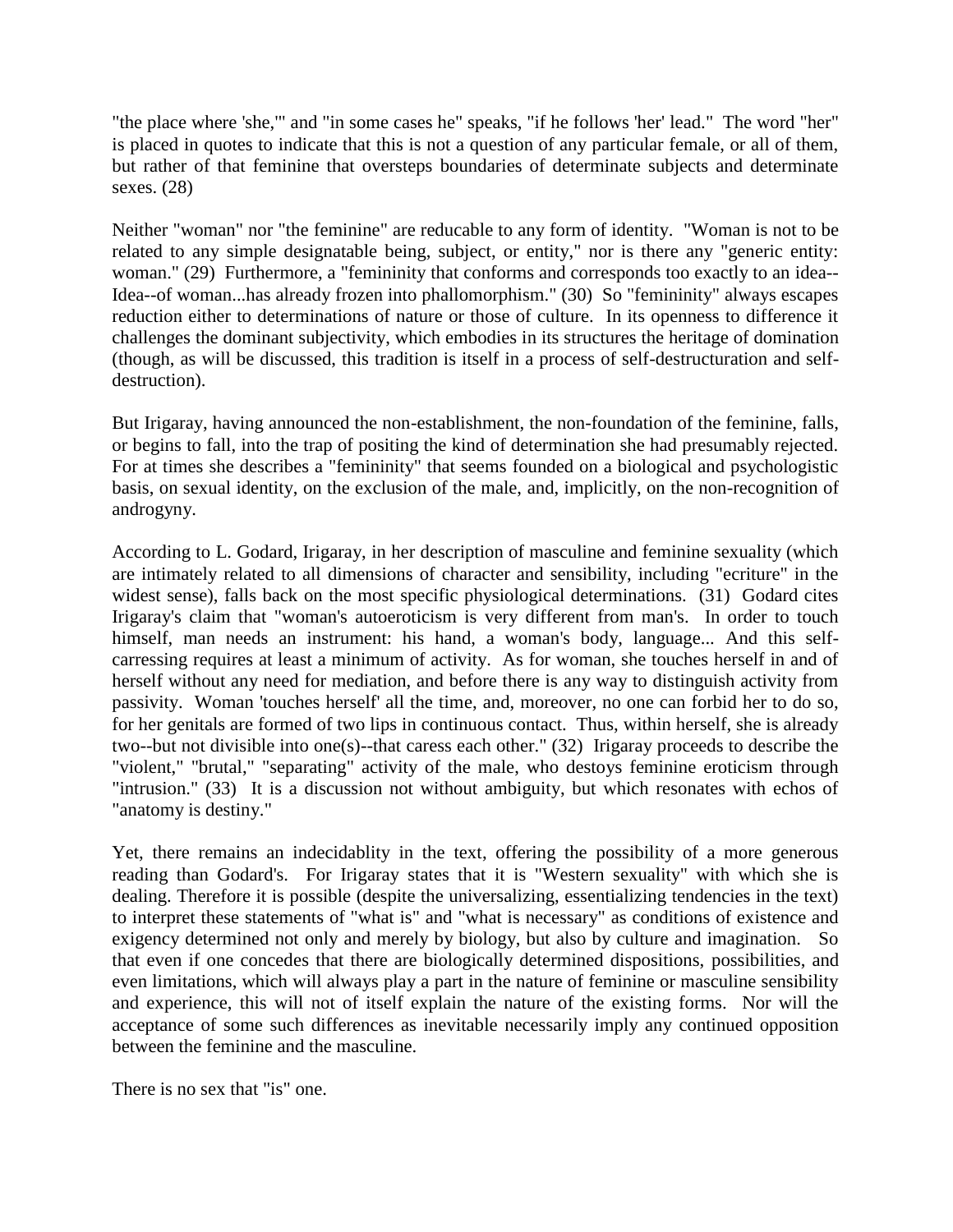"the place where 'she,'" and "in some cases he" speaks, "if he follows 'her' lead." The word "her" is placed in quotes to indicate that this is not a question of any particular female, or all of them, but rather of that feminine that oversteps boundaries of determinate subjects and determinate sexes. (28)

Neither "woman" nor "the feminine" are reducable to any form of identity. "Woman is not to be related to any simple designatable being, subject, or entity," nor is there any "generic entity: woman." (29) Furthermore, a "femininity that conforms and corresponds too exactly to an idea--Idea--of woman...has already frozen into phallomorphism." (30) So "femininity" always escapes reduction either to determinations of nature or those of culture. In its openness to difference it challenges the dominant subjectivity, which embodies in its structures the heritage of domination (though, as will be discussed, this tradition is itself in a process of self-destructuration and self-destruction).

But Irigaray, having announced the non-establishment, the non-foundation of the feminine, falls, or begins to fall, into the trap of positing the kind of determination she had presumably rejected. For at times she describes a "femininity" that seems founded on a biological and psychologistic basis, on sexual identity, on the exclusion of the male, and, implicitly, on the non-recognition of androgyny.

According to L. Godard, Irigaray, in her description of masculine and feminine sexuality (which are intimately related to all dimensions of character and sensibility, including "ecriture" in the widest sense), falls back on the most specific physiological determinations. (31) Godard cites Irigaray's claim that "woman's autoeroticism is very different from man's. In order to touch himself, man needs an instrument: his hand, a woman's body, language... And this self-carressing requires at least a minimum of activity. As for woman, she touches herself in and of herself without any need for mediation, and before there is any way to distinguish activity from passivity. Woman 'touches herself' all the time, and, moreover, no one can forbid her to do so, for her genitals are formed of two lips in continuous contact. Thus, within herself, she is already two--but not divisible into one(s)--that caress each other." (32) Irigaray proceeds to describe the "violent," "brutal," "separating" activity of the male, who destoys feminine eroticism through "intrusion." (33) It is a discussion not without ambiguity, but which resonates with echos of "anatomy is destiny."

Yet, there remains an indecidablity in the text, offering the possibility of a more generous reading than Godard's. For Irigaray states that it is "Western sexuality" with which she is dealing. Therefore it is possible (despite the universalizing, essentializing tendencies in the text) to interpret these statements of "what is" and "what is necessary" as conditions of existence and exigency determined not only and merely by biology, but also by culture and imagination. So that even if one concedes that there are biologically determined dispositions, possibilities, and even limitations, which will always play a part in the nature of feminine or masculine sensibility and experience, this will not of itself explain the nature of the existing forms. Nor will the acceptance of some such differences as inevitable necessarily imply any continued opposition between the feminine and the masculine.

There is no sex that "is" one.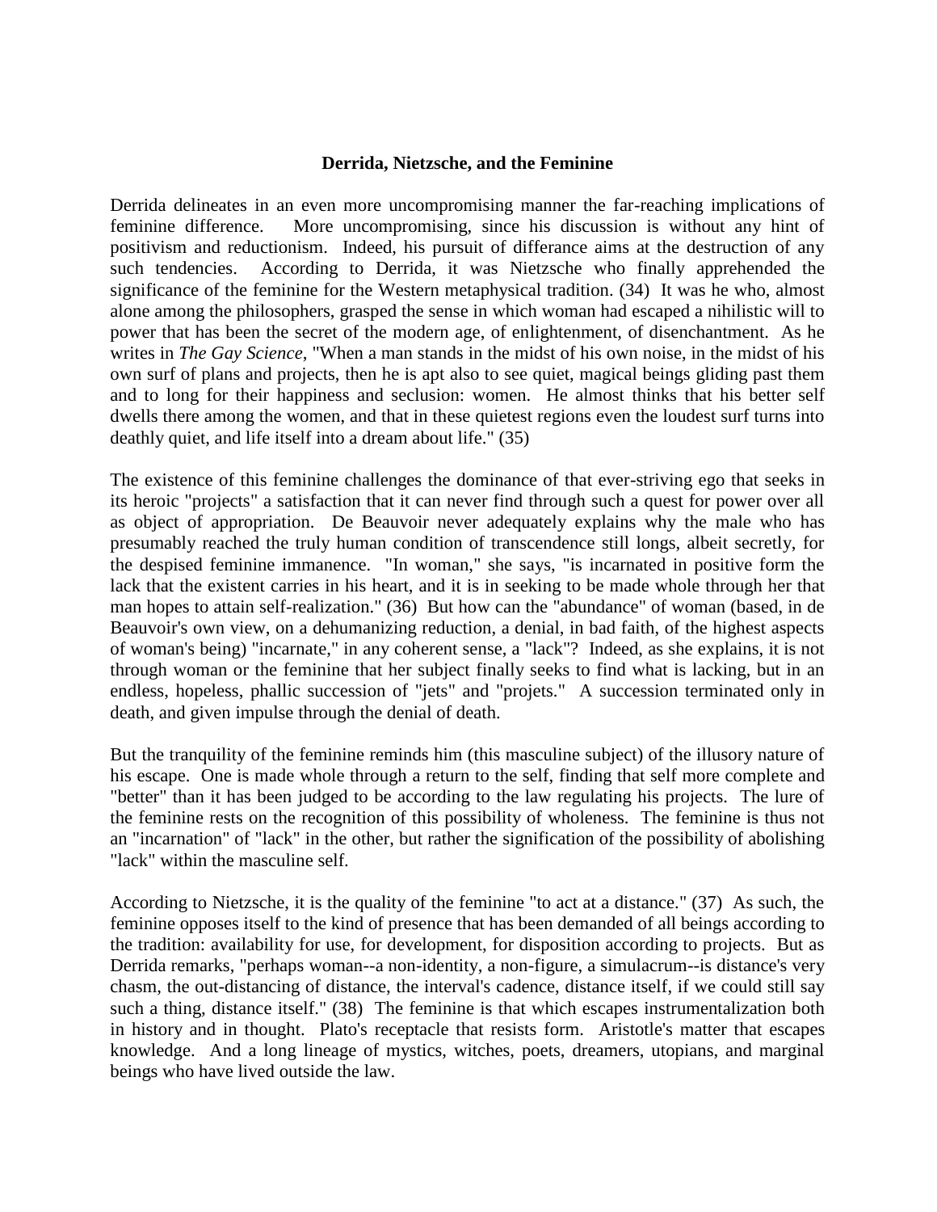## Derrida, Nietzsche, and the Feminine

Derrida delineates in an even more uncompromising manner the far-reaching implications of feminine difference. More uncompromising, since his discussion is without any hint of positivism and reductionism. Indeed, his pursuit of differance aims at the destruction of any such tendencies. According to Derrida, it was Nietzsche who finally apprehended the significance of the feminine for the Western metaphysical tradition. (34) It was he who, almost alone among the philosophers, grasped the sense in which woman had escaped a nihilistic will to power that has been the secret of the modern age, of enlightenment, of disenchantment. As he writes in *The Gay Science*, "When a man stands in the midst of his own noise, in the midst of his own surf of plans and projects, then he is apt also to see quiet, magical beings gliding past them and to long for their happiness and seclusion: women. He almost thinks that his better self dwells there among the women, and that in these quietest regions even the loudest surf turns into deathly quiet, and life itself into a dream about life." (35)

The existence of this feminine challenges the dominance of that ever-striving ego that seeks in its heroic "projects" a satisfaction that it can never find through such a quest for power over all as object of appropriation. De Beauvoir never adequately explains why the male who has presumably reached the truly human condition of transcendence still longs, albeit secretly, for the despised feminine immanence. "In woman," she says, "is incarnated in positive form the lack that the existent carries in his heart, and it is in seeking to be made whole through her that man hopes to attain self-realization." (36) But how can the "abundance" of woman (based, in de Beauvoir's own view, on a dehumanizing reduction, a denial, in bad faith, of the highest aspects of woman's being) "incarnate," in any coherent sense, a "lack"? Indeed, as she explains, it is not through woman or the feminine that her subject finally seeks to find what is lacking, but in an endless, hopeless, phallic succession of "jets" and "projets." A succession terminated only in death, and given impulse through the denial of death.

But the tranquility of the feminine reminds him (this masculine subject) of the illusory nature of his escape. One is made whole through a return to the self, finding that self more complete and "better" than it has been judged to be according to the law regulating his projects. The lure of the feminine rests on the recognition of this possibility of wholeness. The feminine is thus not an "incarnation" of "lack" in the other, but rather the signification of the possibility of abolishing "lack" within the masculine self.

According to Nietzsche, it is the quality of the feminine "to act at a distance." (37) As such, the feminine opposes itself to the kind of presence that has been demanded of all beings according to the tradition: availability for use, for development, for disposition according to projects. But as Derrida remarks, "perhaps woman--a non-identity, a non-figure, a simulacrum--is distance's very chasm, the out-distancing of distance, the interval's cadence, distance itself, if we could still say such a thing, distance itself." (38) The feminine is that which escapes instrumentalization both in history and in thought. Plato's receptacle that resists form. Aristotle's matter that escapes knowledge. And a long lineage of mystics, witches, poets, dreamers, utopians, and marginal beings who have lived outside the law.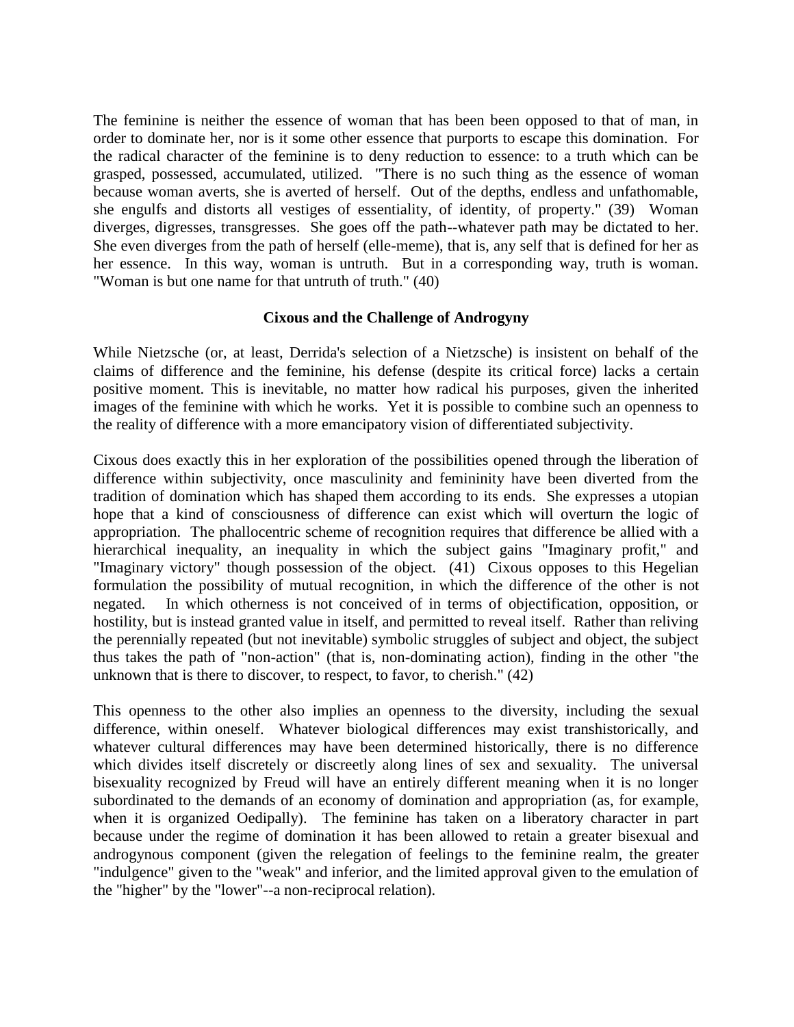The feminine is neither the essence of woman that has been been opposed to that of man, in order to dominate her, nor is it some other essence that purports to escape this domination. For the radical character of the feminine is to deny reduction to essence: to a truth which can be grasped, possessed, accumulated, utilized. "There is no such thing as the essence of woman because woman averts, she is averted of herself. Out of the depths, endless and unfathomable, she engulfs and distorts all vestiges of essentiality, of identity, of property." (39) Woman diverges, digresses, transgresses. She goes off the path--whatever path may be dictated to her. She even diverges from the path of herself (elle-meme), that is, any self that is defined for her as her essence. In this way, woman is untruth. But in a corresponding way, truth is woman. "Woman is but one name for that untruth of truth." (40)

### Cixous and the Challenge of Androgyny

While Nietzsche (or, at least, Derrida's selection of a Nietzsche) is insistent on behalf of the claims of difference and the feminine, his defense (despite its critical force) lacks a certain positive moment. This is inevitable, no matter how radical his purposes, given the inherited images of the feminine with which he works. Yet it is possible to combine such an openness to the reality of difference with a more emancipatory vision of differentiated subjectivity.

Cixous does exactly this in her exploration of the possibilities opened through the liberation of difference within subjectivity, once masculinity and femininity have been diverted from the tradition of domination which has shaped them according to its ends. She expresses a utopian hope that a kind of consciousness of difference can exist which will overturn the logic of appropriation. The phallocentric scheme of recognition requires that difference be allied with a hierarchical inequality, an inequality in which the subject gains "Imaginary profit," and "Imaginary victory" though possession of the object. (41) Cixous opposes to this Hegelian formulation the possibility of mutual recognition, in which the difference of the other is not negated. In which otherness is not conceived of in terms of objectification, opposition, or hostility, but is instead granted value in itself, and permitted to reveal itself. Rather than reliving the perennially repeated (but not inevitable) symbolic struggles of subject and object, the subject thus takes the path of "non-action" (that is, non-dominating action), finding in the other "the unknown that is there to discover, to respect, to favor, to cherish." (42)

This openness to the other also implies an openness to the diversity, including the sexual difference, within oneself. Whatever biological differences may exist transhistorically, and whatever cultural differences may have been determined historically, there is no difference which divides itself discretely or discreetly along lines of sex and sexuality. The universal bisexuality recognized by Freud will have an entirely different meaning when it is no longer subordinated to the demands of an economy of domination and appropriation (as, for example, when it is organized Oedipally). The feminine has taken on a liberatory character in part because under the regime of domination it has been allowed to retain a greater bisexual and androgynous component (given the relegation of feelings to the feminine realm, the greater "indulgence" given to the "weak" and inferior, and the limited approval given to the emulation of the "higher" by the "lower"--a non-reciprocal relation).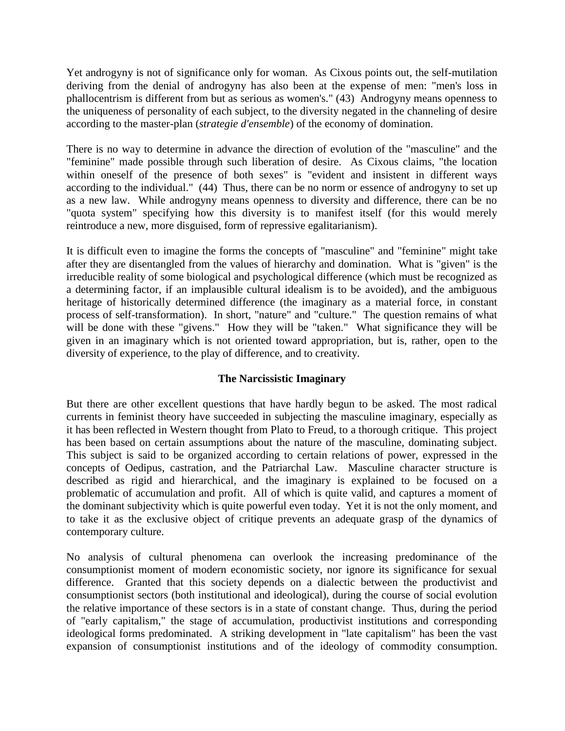Yet androgyny is not of significance only for woman. As Cixous points out, the self-mutilation deriving from the denial of androgyny has also been at the expense of men: "men's loss in phallocentrism is different from but as serious as women's." (43) Androgyny means openness to the uniqueness of personality of each subject, to the diversity negated in the channeling of desire according to the master-plan (*strategie d'ensemble*) of the economy of domination.

There is no way to determine in advance the direction of evolution of the "masculine" and the "feminine" made possible through such liberation of desire. As Cixous claims, "the location within oneself of the presence of both sexes" is "evident and insistent in different ways according to the individual." (44) Thus, there can be no norm or essence of androgyny to set up as a new law. While androgyny means openness to diversity and difference, there can be no "quota system" specifying how this diversity is to manifest itself (for this would merely reintroduce a new, more disguised, form of repressive egalitarianism).

It is difficult even to imagine the forms the concepts of "masculine" and "feminine" might take after they are disentangled from the values of hierarchy and domination. What is "given" is the irreducible reality of some biological and psychological difference (which must be recognized as a determining factor, if an implausible cultural idealism is to be avoided), and the ambiguous heritage of historically determined difference (the imaginary as a material force, in constant process of self-transformation). In short, "nature" and "culture." The question remains of what will be done with these "givens." How they will be "taken." What significance they will be given in an imaginary which is not oriented toward appropriation, but is, rather, open to the diversity of experience, to the play of difference, and to creativity.

## The Narcissistic Imaginary

But there are other excellent questions that have hardly begun to be asked. The most radical currents in feminist theory have succeeded in subjecting the masculine imaginary, especially as it has been reflected in Western thought from Plato to Freud, to a thorough critique. This project has been based on certain assumptions about the nature of the masculine, dominating subject. This subject is said to be organized according to certain relations of power, expressed in the concepts of Oedipus, castration, and the Patriarchal Law. Masculine character structure is described as rigid and hierarchical, and the imaginary is explained to be focused on a problematic of accumulation and profit. All of which is quite valid, and captures a moment of the dominant subjectivity which is quite powerful even today. Yet it is not the only moment, and to take it as the exclusive object of critique prevents an adequate grasp of the dynamics of contemporary culture.

No analysis of cultural phenomena can overlook the increasing predominance of the consumptionist moment of modern economistic society, nor ignore its significance for sexual difference. Granted that this society depends on a dialectic between the productivist and consumptionist sectors (both institutional and ideological), during the course of social evolution the relative importance of these sectors is in a state of constant change. Thus, during the period of "early capitalism," the stage of accumulation, productivist institutions and corresponding ideological forms predominated. A striking development in "late capitalism" has been the vast expansion of consumptionist institutions and of the ideology of commodity consumption.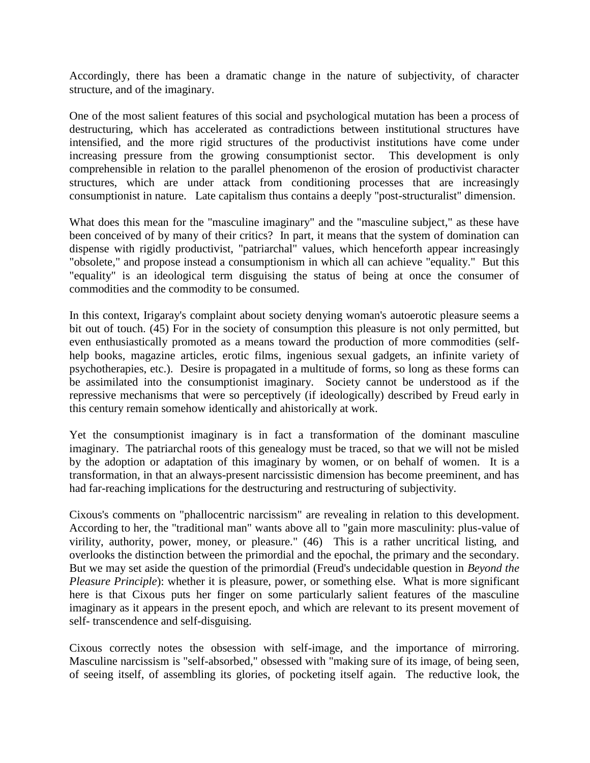Accordingly, there has been a dramatic change in the nature of subjectivity, of character structure, and of the imaginary.

One of the most salient features of this social and psychological mutation has been a process of destructuring, which has accelerated as contradictions between institutional structures have intensified, and the more rigid structures of the productivist institutions have come under increasing pressure from the growing consumptionist sector. This development is only comprehensible in relation to the parallel phenomenon of the erosion of productivist character structures, which are under attack from conditioning processes that are increasingly consumptionist in nature. Late capitalism thus contains a deeply "post-structuralist" dimension.

What does this mean for the "masculine imaginary" and the "masculine subject," as these have been conceived of by many of their critics? In part, it means that the system of domination can dispense with rigidly productivist, "patriarchal" values, which henceforth appear increasingly "obsolete," and propose instead a consumptionism in which all can achieve "equality." But this "equality" is an ideological term disguising the status of being at once the consumer of commodities and the commodity to be consumed.

In this context, Irigaray's complaint about society denying woman's autoerotic pleasure seems a bit out of touch. (45) For in the society of consumption this pleasure is not only permitted, but even enthusiastically promoted as a means toward the production of more commodities (self-help books, magazine articles, erotic films, ingenious sexual gadgets, an infinite variety of psychotherapies, etc.). Desire is propagated in a multitude of forms, so long as these forms can be assimilated into the consumptionist imaginary. Society cannot be understood as if the repressive mechanisms that were so perceptively (if ideologically) described by Freud early in this century remain somehow identically and ahistorically at work.

Yet the consumptionist imaginary is in fact a transformation of the dominant masculine imaginary. The patriarchal roots of this genealogy must be traced, so that we will not be misled by the adoption or adaptation of this imaginary by women, or on behalf of women. It is a transformation, in that an always-present narcissistic dimension has become preeminent, and has had far-reaching implications for the destructuring and restructuring of subjectivity.

Cixous's comments on "phallocentric narcissism" are revealing in relation to this development. According to her, the "traditional man" wants above all to "gain more masculinity: plus-value of virility, authority, power, money, or pleasure." (46) This is a rather uncritical listing, and overlooks the distinction between the primordial and the epochal, the primary and the secondary. But we may set aside the question of the primordial (Freud's undecidable question in *Beyond the Pleasure Principle*): whether it is pleasure, power, or something else. What is more significant here is that Cixous puts her finger on some particularly salient features of the masculine imaginary as it appears in the present epoch, and which are relevant to its present movement of self- transcendence and self-disguising.

Cixous correctly notes the obsession with self-image, and the importance of mirroring. Masculine narcissism is "self-absorbed," obsessed with "making sure of its image, of being seen, of seeing itself, of assembling its glories, of pocketing itself again. The reductive look, the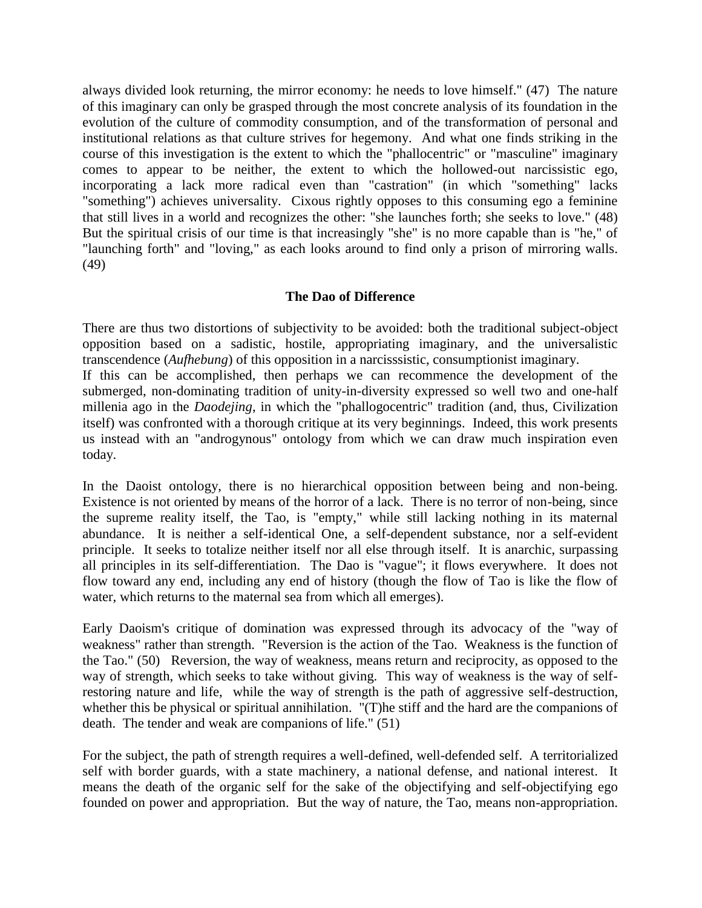always divided look returning, the mirror economy: he needs to love himself." (47) The nature of this imaginary can only be grasped through the most concrete analysis of its foundation in the evolution of the culture of commodity consumption, and of the transformation of personal and institutional relations as that culture strives for hegemony. And what one finds striking in the course of this investigation is the extent to which the "phallocentric" or "masculine" imaginary comes to appear to be neither, the extent to which the hollowed-out narcissistic ego, incorporating a lack more radical even than "castration" (in which "something" lacks "something") achieves universality. Cixous rightly opposes to this consuming ego a feminine that still lives in a world and recognizes the other: "she launches forth; she seeks to love." (48) But the spiritual crisis of our time is that increasingly "she" is no more capable than is "he," of "launching forth" and "loving," as each looks around to find only a prison of mirroring walls. (49)

## The Dao of Difference

There are thus two distortions of subjectivity to be avoided: both the traditional subject-object opposition based on a sadistic, hostile, appropriating imaginary, and the universalistic transcendence (*Aufhebung*) of this opposition in a narcisssistic, consumptionist imaginary.

If this can be accomplished, then perhaps we can recommence the development of the submerged, non-dominating tradition of unity-in-diversity expressed so well two and one-half millenia ago in the *Daodejing*, in which the "phallogocentric" tradition (and, thus, Civilization itself) was confronted with a thorough critique at its very beginnings. Indeed, this work presents us instead with an "androgynous" ontology from which we can draw much inspiration even today.

In the Daoist ontology, there is no hierarchical opposition between being and non-being. Existence is not oriented by means of the horror of a lack. There is no terror of non-being, since the supreme reality itself, the Tao, is "empty," while still lacking nothing in its maternal abundance. It is neither a self-identical One, a self-dependent substance, nor a self-evident principle. It seeks to totalize neither itself nor all else through itself. It is anarchic, surpassing all principles in its self-differentiation. The Dao is "vague"; it flows everywhere. It does not flow toward any end, including any end of history (though the flow of Tao is like the flow of water, which returns to the maternal sea from which all emerges).

Early Daoism's critique of domination was expressed through its advocacy of the "way of weakness" rather than strength. "Reversion is the action of the Tao. Weakness is the function of the Tao." (50) Reversion, the way of weakness, means return and reciprocity, as opposed to the way of strength, which seeks to take without giving. This way of weakness is the way of self-restoring nature and life, while the way of strength is the path of aggressive self-destruction, whether this be physical or spiritual annihilation. "(T)he stiff and the hard are the companions of death. The tender and weak are companions of life." (51)

For the subject, the path of strength requires a well-defined, well-defended self. A territorialized self with border guards, with a state machinery, a national defense, and national interest. It means the death of the organic self for the sake of the objectifying and self-objectifying ego founded on power and appropriation. But the way of nature, the Tao, means non-appropriation.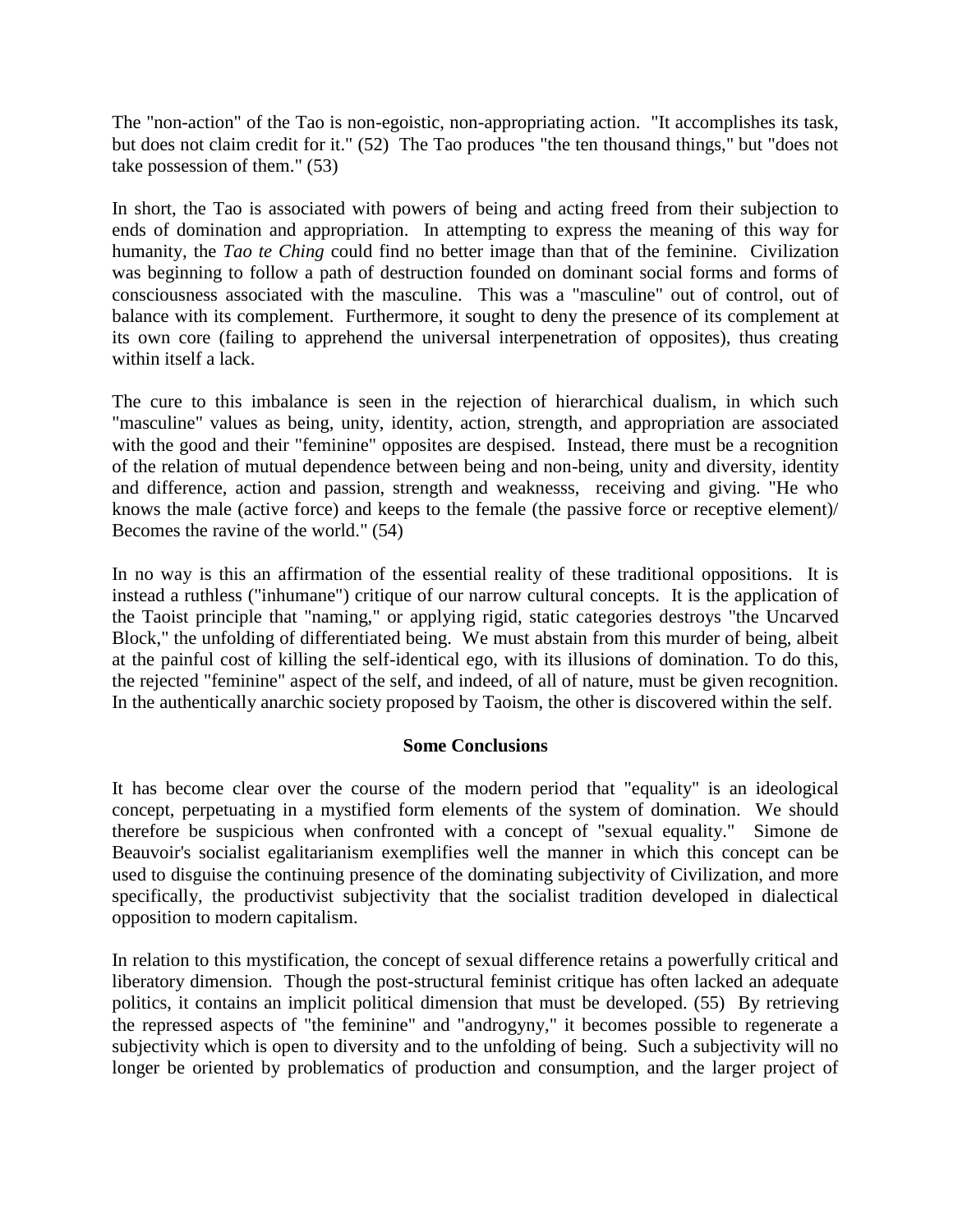The "non-action" of the Tao is non-egoistic, non-appropriating action. "It accomplishes its task, but does not claim credit for it." (52) The Tao produces "the ten thousand things," but "does not take possession of them." (53)

In short, the Tao is associated with powers of being and acting freed from their subjection to ends of domination and appropriation. In attempting to express the meaning of this way for humanity, the *Tao te Ching* could find no better image than that of the feminine. Civilization was beginning to follow a path of destruction founded on dominant social forms and forms of consciousness associated with the masculine. This was a "masculine" out of control, out of balance with its complement. Furthermore, it sought to deny the presence of its complement at its own core (failing to apprehend the universal interpenetration of opposites), thus creating within itself a lack.

The cure to this imbalance is seen in the rejection of hierarchical dualism, in which such "masculine" values as being, unity, identity, action, strength, and appropriation are associated with the good and their "feminine" opposites are despised. Instead, there must be a recognition of the relation of mutual dependence between being and non-being, unity and diversity, identity and difference, action and passion, strength and weaknesss, receiving and giving. "He who knows the male (active force) and keeps to the female (the passive force or receptive element)/ Becomes the ravine of the world." (54)

In no way is this an affirmation of the essential reality of these traditional oppositions. It is instead a ruthless ("inhumane") critique of our narrow cultural concepts. It is the application of the Taoist principle that "naming," or applying rigid, static categories destroys "the Uncarved Block," the unfolding of differentiated being. We must abstain from this murder of being, albeit at the painful cost of killing the self-identical ego, with its illusions of domination. To do this, the rejected "feminine" aspect of the self, and indeed, of all of nature, must be given recognition. In the authentically anarchic society proposed by Taoism, the other is discovered within the self.

## Some Conclusions

It has become clear over the course of the modern period that "equality" is an ideological concept, perpetuating in a mystified form elements of the system of domination. We should therefore be suspicious when confronted with a concept of "sexual equality." Simone de Beauvoir's socialist egalitarianism exemplifies well the manner in which this concept can be used to disguise the continuing presence of the dominating subjectivity of Civilization, and more specifically, the productivist subjectivity that the socialist tradition developed in dialectical opposition to modern capitalism.

In relation to this mystification, the concept of sexual difference retains a powerfully critical and liberatory dimension. Though the post-structural feminist critique has often lacked an adequate politics, it contains an implicit political dimension that must be developed. (55) By retrieving the repressed aspects of "the feminine" and "androgyny," it becomes possible to regenerate a subjectivity which is open to diversity and to the unfolding of being. Such a subjectivity will no longer be oriented by problematics of production and consumption, and the larger project of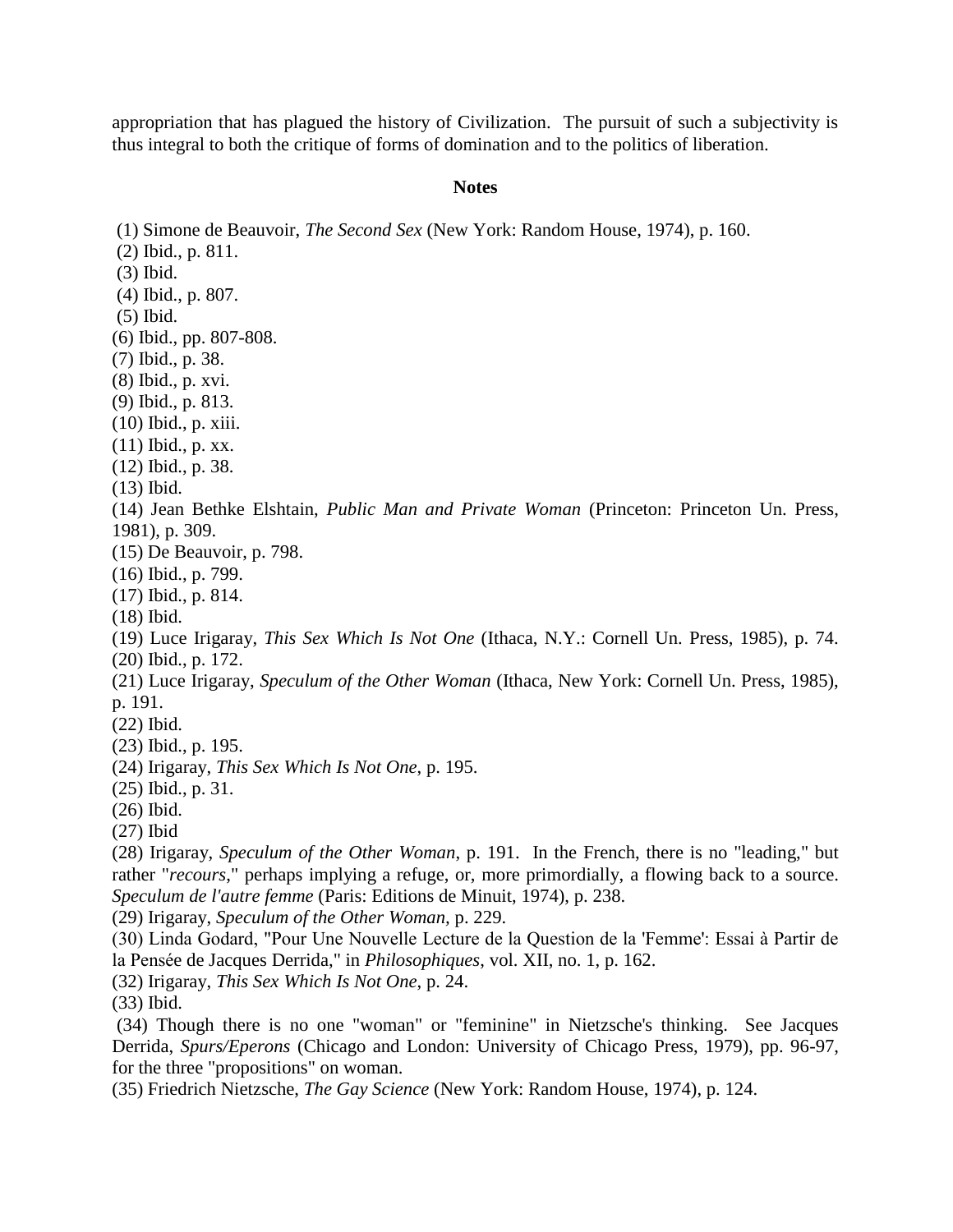appropriation that has plagued the history of Civilization. The pursuit of such a subjectivity is thus integral to both the critique of forms of domination and to the politics of liberation.

## Notes

(1) Simone de Beauvoir, *The Second Sex* (New York: Random House, 1974), p. 160.
(2) Ibid., p. 811.
(3) Ibid.
(4) Ibid., p. 807.
(5) Ibid.
(6) Ibid., pp. 807-808.
(7) Ibid., p. 38.
(8) Ibid., p. xvi.
(9) Ibid., p. 813.
(10) Ibid., p. xiii.
(11) Ibid., p. xx.
(12) Ibid., p. 38.
(13) Ibid.
(14) Jean Bethke Elshtain, *Public Man and Private Woman* (Princeton: Princeton Un. Press, 1981), p. 309.
(15) De Beauvoir, p. 798.
(16) Ibid., p. 799.
(17) Ibid., p. 814.
(18) Ibid.
(19) Luce Irigaray, *This Sex Which Is Not One* (Ithaca, N.Y.: Cornell Un. Press, 1985), p. 74.
(20) Ibid., p. 172.
(21) Luce Irigaray, *Speculum of the Other Woman* (Ithaca, New York: Cornell Un. Press, 1985), p. 191.
(22) Ibid.
(23) Ibid., p. 195.
(24) Irigaray, *This Sex Which Is Not One*, p. 195.
(25) Ibid., p. 31.
(26) Ibid.
(27) Ibid
(28) Irigaray, *Speculum of the Other Woman*, p. 191. In the French, there is no "leading," but rather "*recours*," perhaps implying a refuge, or, more primordially, a flowing back to a source. *Speculum de l'autre femme* (Paris: Editions de Minuit, 1974), p. 238.
(29) Irigaray, *Speculum of the Other Woman,* p. 229.
(30) Linda Godard, "Pour Une Nouvelle Lecture de la Question de la 'Femme': Essai à Partir de la Pensée de Jacques Derrida," in *Philosophiques*, vol. XII, no. 1, p. 162.
(32) Irigaray, *This Sex Which Is Not One*, p. 24.
(33) Ibid.
(34) Though there is no one "woman" or "feminine" in Nietzsche's thinking. See Jacques Derrida, *Spurs/Eperons* (Chicago and London: University of Chicago Press, 1979), pp. 96-97, for the three "propositions" on woman.
(35) Friedrich Nietzsche, *The Gay Science* (New York: Random House, 1974), p. 124.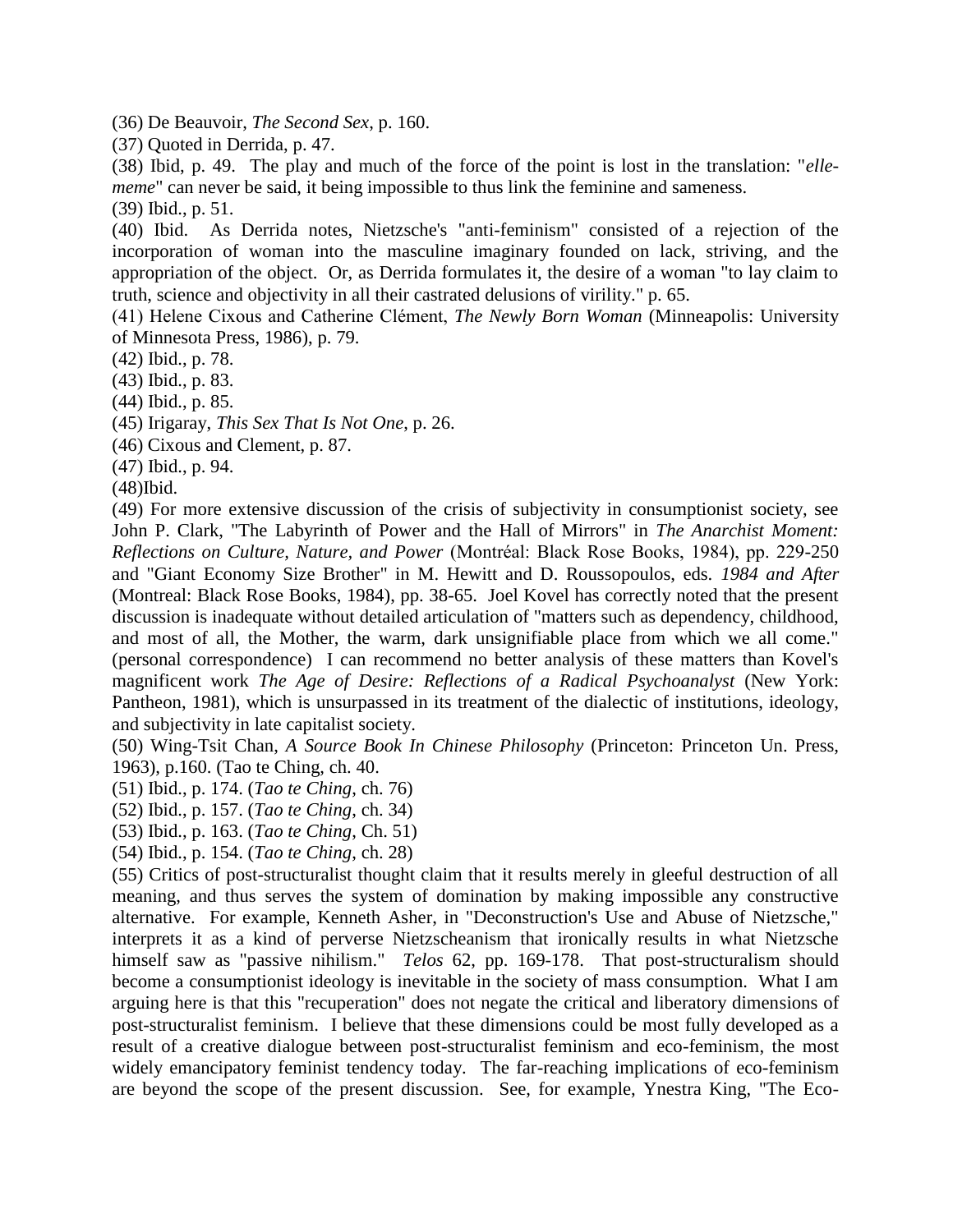(36) De Beauvoir, *The Second Sex*, p. 160.

(37) Quoted in Derrida, p. 47.

(38) Ibid, p. 49. The play and much of the force of the point is lost in the translation: "*elle-meme*" can never be said, it being impossible to thus link the feminine and sameness.

(39) Ibid., p. 51.

(40) Ibid. As Derrida notes, Nietzsche's "anti-feminism" consisted of a rejection of the incorporation of woman into the masculine imaginary founded on lack, striving, and the appropriation of the object. Or, as Derrida formulates it, the desire of a woman "to lay claim to truth, science and objectivity in all their castrated delusions of virility." p. 65.

(41) Helene Cixous and Catherine Clément, *The Newly Born Woman* (Minneapolis: University of Minnesota Press, 1986), p. 79.

(42) Ibid., p. 78.

(43) Ibid., p. 83.

(44) Ibid., p. 85.

(45) Irigaray, *This Sex That Is Not One*, p. 26.

(46) Cixous and Clement, p. 87.

(47) Ibid., p. 94.

(48)Ibid.

(49) For more extensive discussion of the crisis of subjectivity in consumptionist society, see John P. Clark, "The Labyrinth of Power and the Hall of Mirrors" in *The Anarchist Moment: Reflections on Culture, Nature, and Power* (Montréal: Black Rose Books, 1984), pp. 229-250 and "Giant Economy Size Brother" in M. Hewitt and D. Roussopoulos, eds. *1984 and After* (Montreal: Black Rose Books, 1984), pp. 38-65. Joel Kovel has correctly noted that the present discussion is inadequate without detailed articulation of "matters such as dependency, childhood, and most of all, the Mother, the warm, dark unsignifiable place from which we all come." (personal correspondence) I can recommend no better analysis of these matters than Kovel's magnificent work *The Age of Desire: Reflections of a Radical Psychoanalyst* (New York: Pantheon, 1981), which is unsurpassed in its treatment of the dialectic of institutions, ideology, and subjectivity in late capitalist society.

(50) Wing-Tsit Chan, *A Source Book In Chinese Philosophy* (Princeton: Princeton Un. Press, 1963), p.160. (Tao te Ching, ch. 40.

(51) Ibid., p. 174. (*Tao te Ching*, ch. 76)

(52) Ibid., p. 157. (*Tao te Ching*, ch. 34)

(53) Ibid., p. 163. (*Tao te Ching*, Ch. 51)

(54) Ibid., p. 154. (*Tao te Ching*, ch. 28)

(55) Critics of post-structuralist thought claim that it results merely in gleeful destruction of all meaning, and thus serves the system of domination by making impossible any constructive alternative. For example, Kenneth Asher, in "Deconstruction's Use and Abuse of Nietzsche," interprets it as a kind of perverse Nietzscheanism that ironically results in what Nietzsche himself saw as "passive nihilism." *Telos* 62, pp. 169-178. That post-structuralism should become a consumptionist ideology is inevitable in the society of mass consumption. What I am arguing here is that this "recuperation" does not negate the critical and liberatory dimensions of post-structuralist feminism. I believe that these dimensions could be most fully developed as a result of a creative dialogue between post-structuralist feminism and eco-feminism, the most widely emancipatory feminist tendency today. The far-reaching implications of eco-feminism are beyond the scope of the present discussion. See, for example, Ynestra King, "The Eco-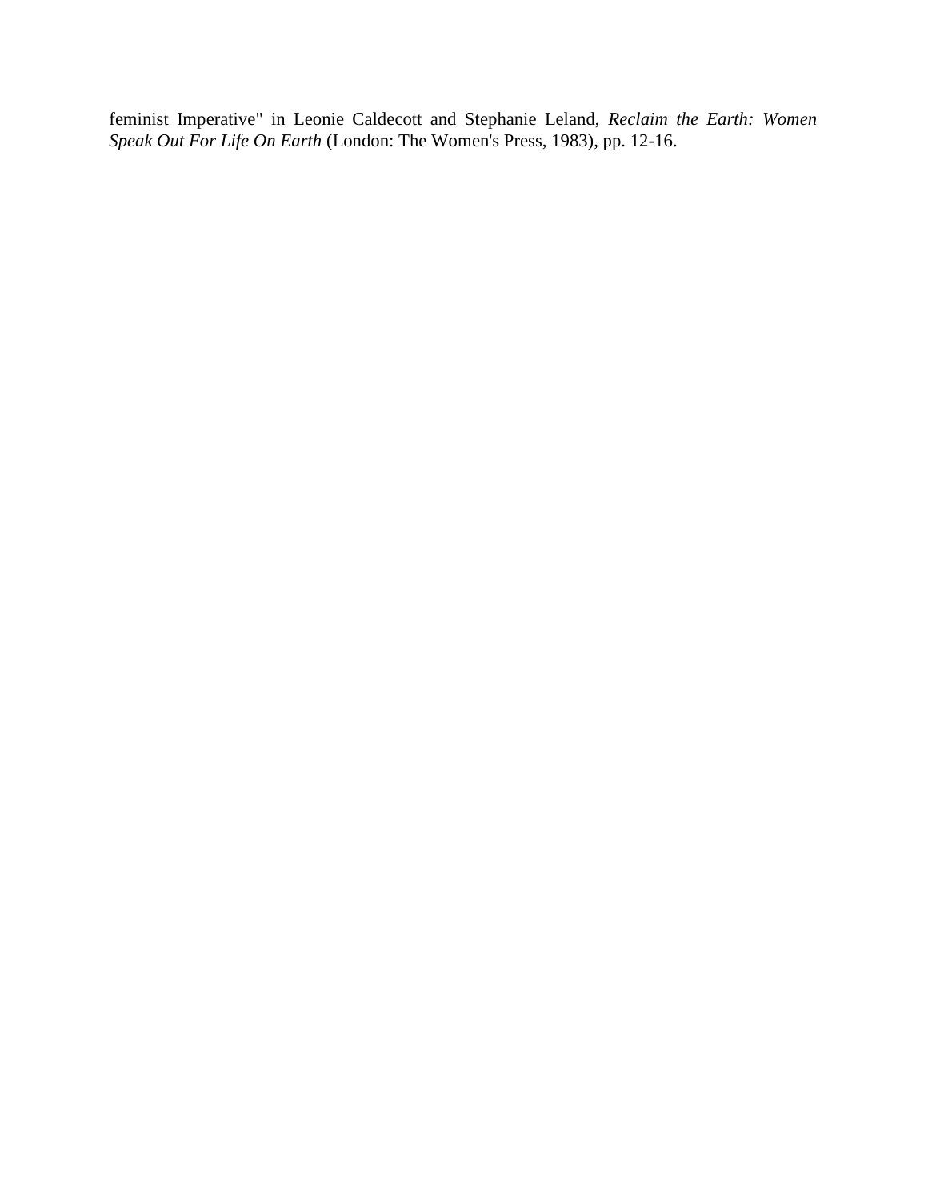feminist Imperative" in Leonie Caldecott and Stephanie Leland, *Reclaim the Earth: Women Speak Out For Life On Earth* (London: The Women's Press, 1983), pp. 12-16.